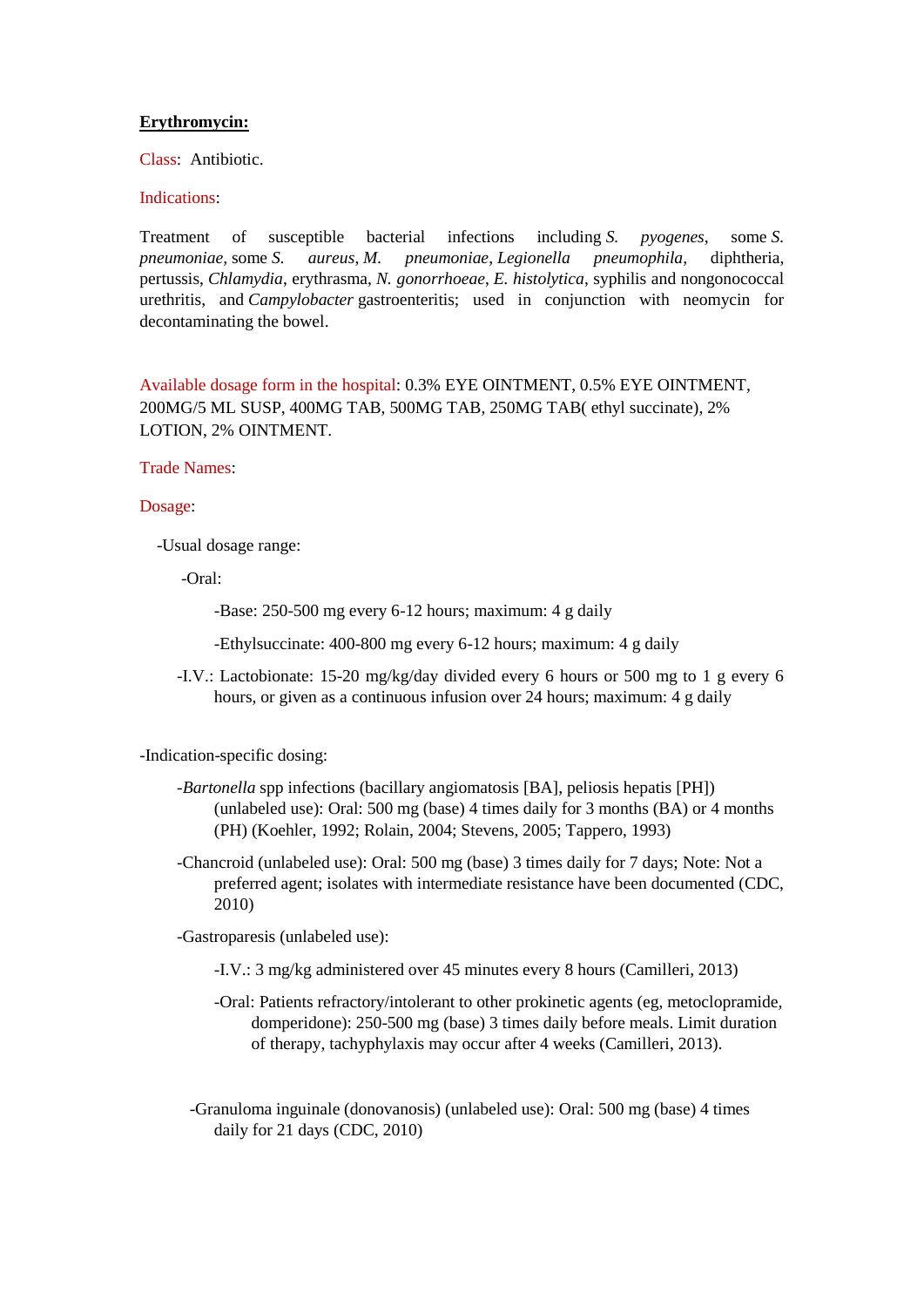**Erythromycin:**

Class: Antibiotic.

Indications:

Treatment of susceptible bacterial infections including *S. pyogenes*, some *S. pneumoniae*, some *S. aureus*, *M. pneumoniae*, *Legionella pneumophila*, diphtheria, pertussis, *Chlamydia*, erythrasma, *N. gonorrhoeae*, *E. histolytica*, syphilis and nongonococcal urethritis, and *Campylobacter* gastroenteritis; used in conjunction with neomycin for decontaminating the bowel.

Available dosage form in the hospital: 0.3% EYE OINTMENT, 0.5% EYE OINTMENT, 200MG/5 ML SUSP, 400MG TAB, 500MG TAB, 250MG TAB( ethyl succinate), 2% LOTION, 2% OINTMENT.

Trade Names:

Dosage:

- Usual dosage range:
  - Oral:
    - Base: 250-500 mg every 6-12 hours; maximum: 4 g daily
    - Ethylsuccinate: 400-800 mg every 6-12 hours; maximum: 4 g daily
  - I.V.: Lactobionate: 15-20 mg/kg/day divided every 6 hours or 500 mg to 1 g every 6 hours, or given as a continuous infusion over 24 hours; maximum: 4 g daily

- Indication-specific dosing:
  - *Bartonella* spp infections (bacillary angiomatosis [BA], peliosis hepatis [PH]) (unlabeled use): Oral: 500 mg (base) 4 times daily for 3 months (BA) or 4 months (PH) (Koehler, 1992; Rolain, 2004; Stevens, 2005; Tappero, 1993)
  - Chancroid (unlabeled use): Oral: 500 mg (base) 3 times daily for 7 days; Note: Not a preferred agent; isolates with intermediate resistance have been documented (CDC, 2010)
  - Gastroparesis (unlabeled use):
    - I.V.: 3 mg/kg administered over 45 minutes every 8 hours (Camilleri, 2013)
    - Oral: Patients refractory/intolerant to other prokinetic agents (eg, metoclopramide, domperidone): 250-500 mg (base) 3 times daily before meals. Limit duration of therapy, tachyphylaxis may occur after 4 weeks (Camilleri, 2013).
  - Granuloma inguinale (donovanosis) (unlabeled use): Oral: 500 mg (base) 4 times daily for 21 days (CDC, 2010)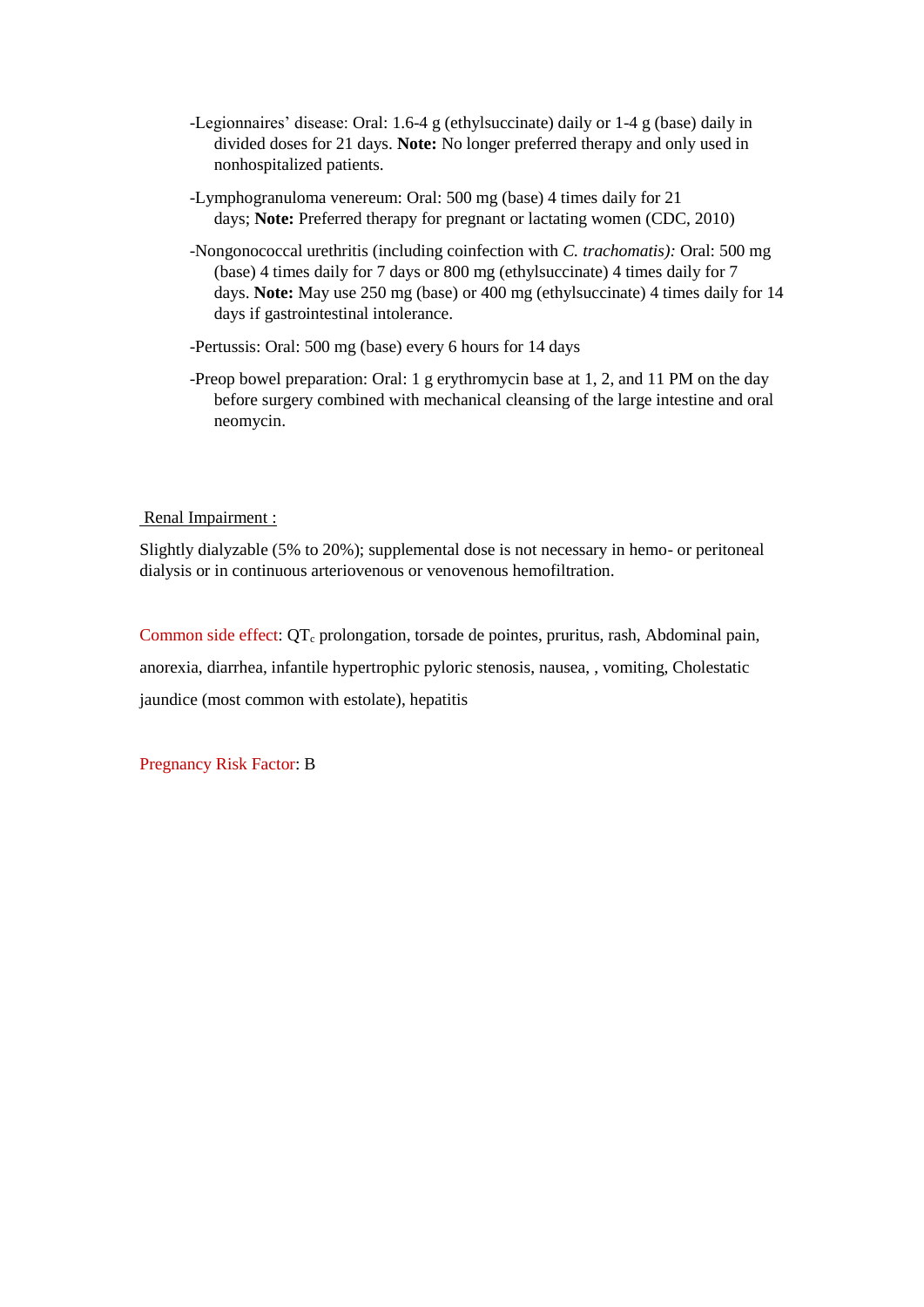- -Legionnaires' disease: Oral: 1.6-4 g (ethylsuccinate) daily or 1-4 g (base) daily in divided doses for 21 days. **Note:** No longer preferred therapy and only used in nonhospitalized patients.
- -Lymphogranuloma venereum: Oral: 500 mg (base) 4 times daily for 21 days; **Note:** Preferred therapy for pregnant or lactating women (CDC, 2010)
- -Nongonococcal urethritis (including coinfection with *C. trachomatis):* Oral: 500 mg (base) 4 times daily for 7 days or 800 mg (ethylsuccinate) 4 times daily for 7 days. **Note:** May use 250 mg (base) or 400 mg (ethylsuccinate) 4 times daily for 14 days if gastrointestinal intolerance.
- -Pertussis: Oral: 500 mg (base) every 6 hours for 14 days
- -Preop bowel preparation: Oral: 1 g erythromycin base at 1, 2, and 11 PM on the day before surgery combined with mechanical cleansing of the large intestine and oral neomycin.

Renal Impairment :

Slightly dialyzable (5% to 20%); supplemental dose is not necessary in hemo- or peritoneal dialysis or in continuous arteriovenous or venovenous hemofiltration.

Common side effect: $QT_c$ prolongation, torsade de pointes, pruritus, rash, Abdominal pain, anorexia, diarrhea, infantile hypertrophic pyloric stenosis, nausea, , vomiting, Cholestatic jaundice (most common with estolate), hepatitis

Pregnancy Risk Factor: B